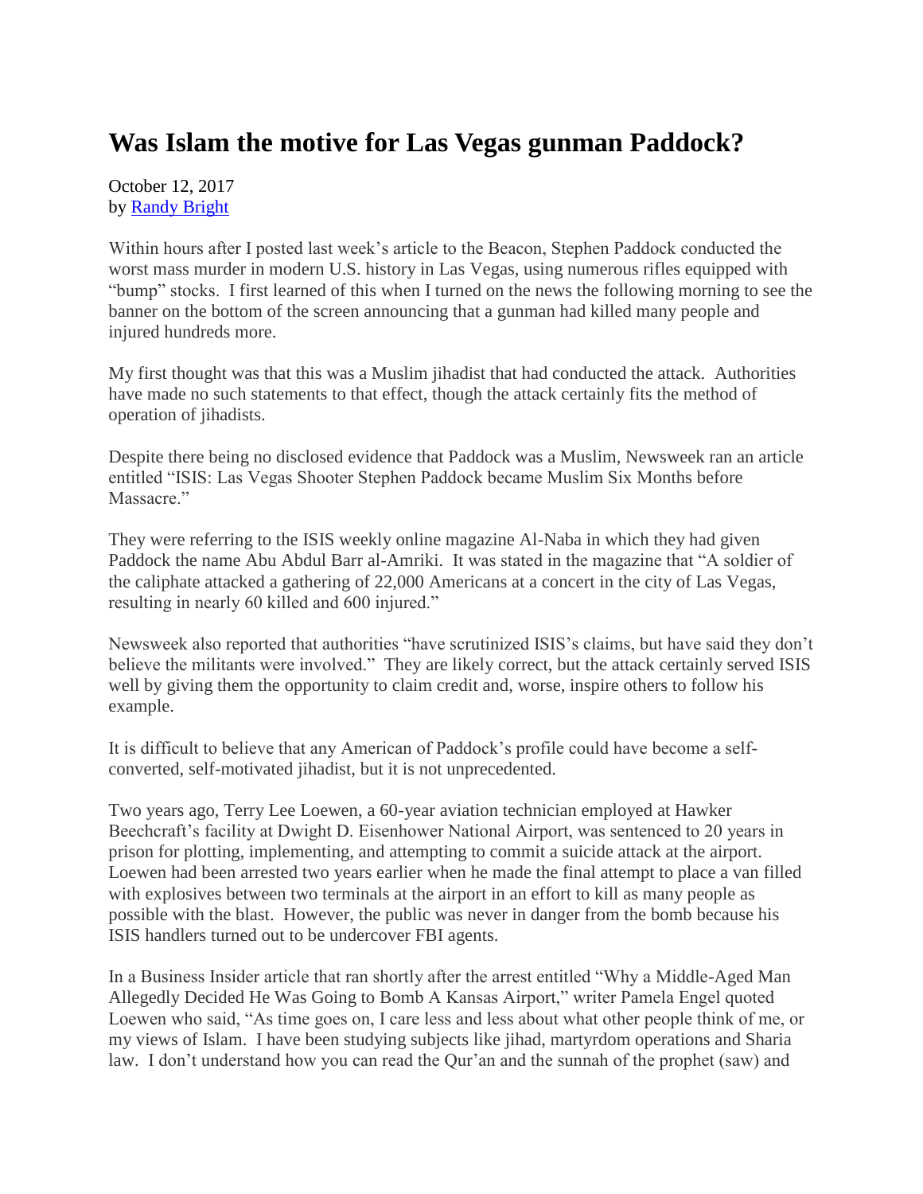# Was Islam the motive for Las Vegas gunman Paddock?

October 12, 2017
by [Randy Bright]

Within hours after I posted last week's article to the Beacon, Stephen Paddock conducted the worst mass murder in modern U.S. history in Las Vegas, using numerous rifles equipped with "bump" stocks. I first learned of this when I turned on the news the following morning to see the banner on the bottom of the screen announcing that a gunman had killed many people and injured hundreds more.

My first thought was that this was a Muslim jihadist that had conducted the attack. Authorities have made no such statements to that effect, though the attack certainly fits the method of operation of jihadists.

Despite there being no disclosed evidence that Paddock was a Muslim, Newsweek ran an article entitled "ISIS: Las Vegas Shooter Stephen Paddock became Muslim Six Months before Massacre."

They were referring to the ISIS weekly online magazine Al-Naba in which they had given Paddock the name Abu Abdul Barr al-Amriki. It was stated in the magazine that "A soldier of the caliphate attacked a gathering of 22,000 Americans at a concert in the city of Las Vegas, resulting in nearly 60 killed and 600 injured."

Newsweek also reported that authorities "have scrutinized ISIS's claims, but have said they don't believe the militants were involved." They are likely correct, but the attack certainly served ISIS well by giving them the opportunity to claim credit and, worse, inspire others to follow his example.

It is difficult to believe that any American of Paddock's profile could have become a self-converted, self-motivated jihadist, but it is not unprecedented.

Two years ago, Terry Lee Loewen, a 60-year aviation technician employed at Hawker Beechcraft's facility at Dwight D. Eisenhower National Airport, was sentenced to 20 years in prison for plotting, implementing, and attempting to commit a suicide attack at the airport. Loewen had been arrested two years earlier when he made the final attempt to place a van filled with explosives between two terminals at the airport in an effort to kill as many people as possible with the blast. However, the public was never in danger from the bomb because his ISIS handlers turned out to be undercover FBI agents.

In a Business Insider article that ran shortly after the arrest entitled "Why a Middle-Aged Man Allegedly Decided He Was Going to Bomb A Kansas Airport," writer Pamela Engel quoted Loewen who said, "As time goes on, I care less and less about what other people think of me, or my views of Islam. I have been studying subjects like jihad, martyrdom operations and Sharia law. I don't understand how you can read the Qur'an and the sunnah of the prophet (saw) and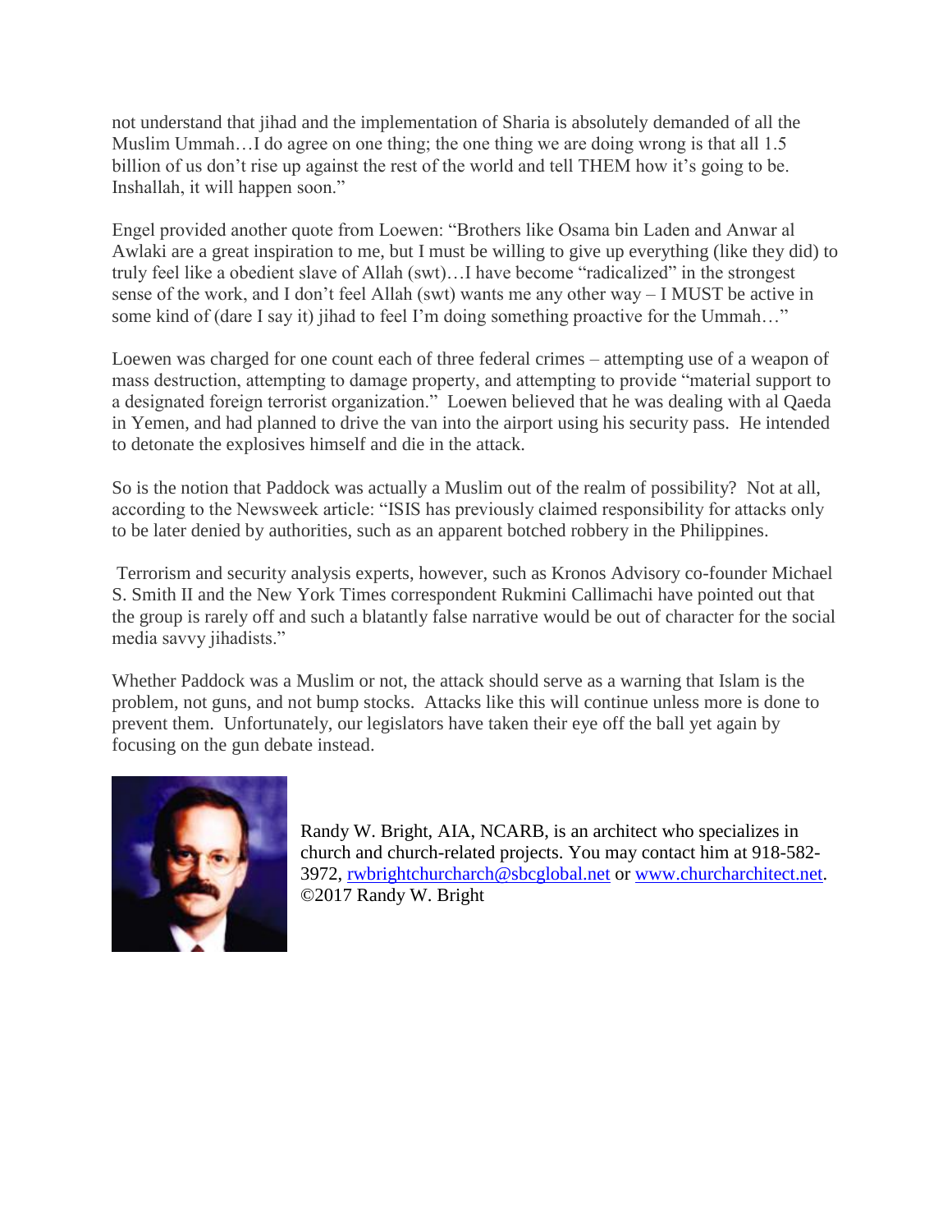not understand that jihad and the implementation of Sharia is absolutely demanded of all the Muslim Ummah…I do agree on one thing; the one thing we are doing wrong is that all 1.5 billion of us don't rise up against the rest of the world and tell THEM how it's going to be. Inshallah, it will happen soon."

Engel provided another quote from Loewen: "Brothers like Osama bin Laden and Anwar al Awlaki are a great inspiration to me, but I must be willing to give up everything (like they did) to truly feel like a obedient slave of Allah (swt)…I have become "radicalized" in the strongest sense of the work, and I don't feel Allah (swt) wants me any other way – I MUST be active in some kind of (dare I say it) jihad to feel I'm doing something proactive for the Ummah…"

Loewen was charged for one count each of three federal crimes – attempting use of a weapon of mass destruction, attempting to damage property, and attempting to provide "material support to a designated foreign terrorist organization." Loewen believed that he was dealing with al Qaeda in Yemen, and had planned to drive the van into the airport using his security pass. He intended to detonate the explosives himself and die in the attack.

So is the notion that Paddock was actually a Muslim out of the realm of possibility? Not at all, according to the Newsweek article: "ISIS has previously claimed responsibility for attacks only to be later denied by authorities, such as an apparent botched robbery in the Philippines.

Terrorism and security analysis experts, however, such as Kronos Advisory co-founder Michael S. Smith II and the New York Times correspondent Rukmini Callimachi have pointed out that the group is rarely off and such a blatantly false narrative would be out of character for the social media savvy jihadists."

Whether Paddock was a Muslim or not, the attack should serve as a warning that Islam is the problem, not guns, and not bump stocks. Attacks like this will continue unless more is done to prevent them. Unfortunately, our legislators have taken their eye off the ball yet again by focusing on the gun debate instead.

Randy W. Bright, AIA, NCARB, is an architect who specializes in church and church-related projects. You may contact him at 918-582-3972, rwbrightchurcharch@sbcglobal.net or www.churcharchitect.net. ©2017 Randy W. Bright